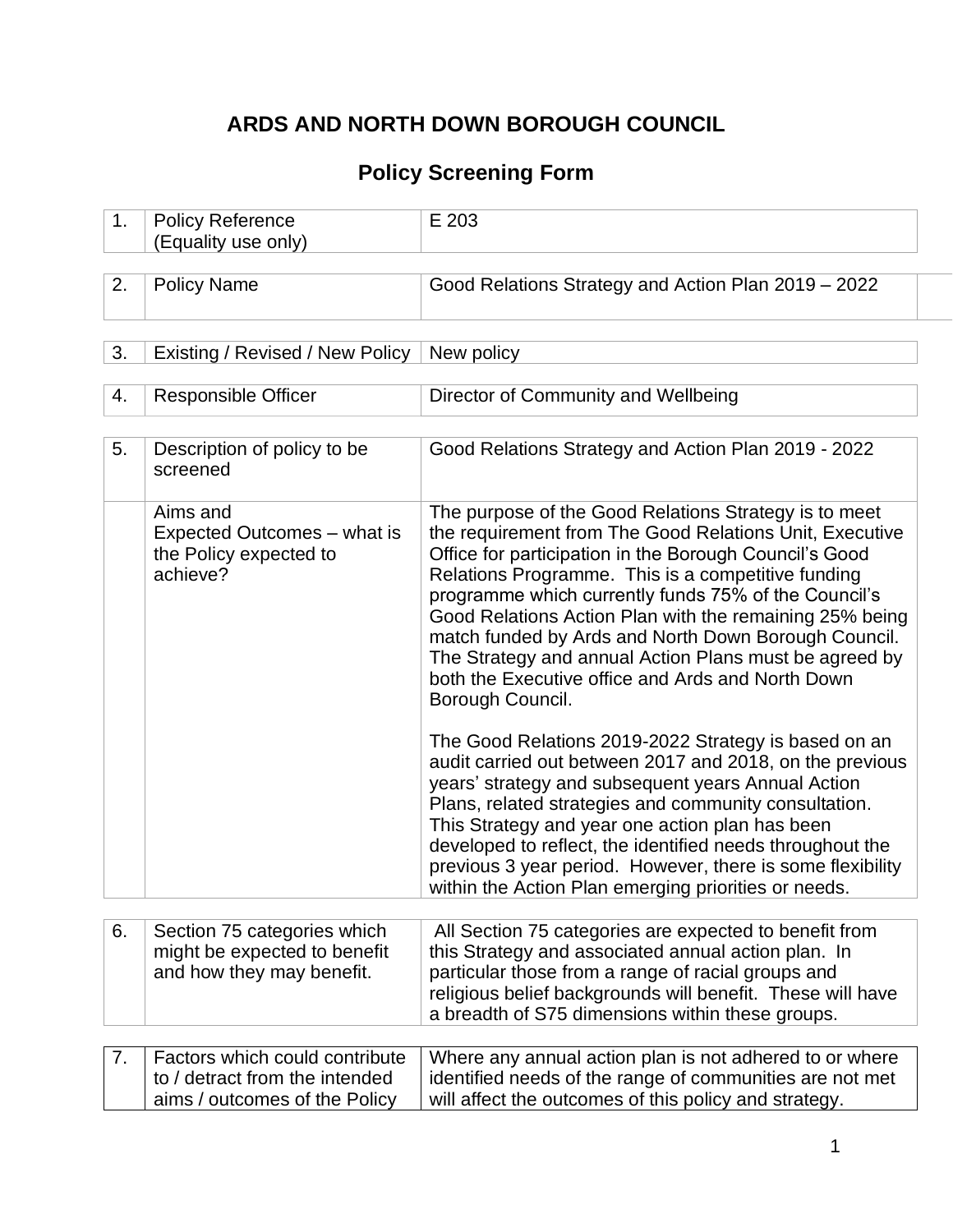# ARDS AND NORTH DOWN BOROUGH COUNCIL

## Policy Screening Form

| | | |
|---|---|---|
| 1. | Policy Reference (Equality use only) | E 203 |

| | | |
|---|---|---|
| 2. | Policy Name | Good Relations Strategy and Action Plan 2019 – 2022 |

| | | |
|---|---|---|
| 3. | Existing / Revised / New Policy | New policy |

| | | |
|---|---|---|
| 4. | Responsible Officer | Director of Community and Wellbeing |

| | | |
|---|---|---|
| 5. | Description of policy to be screened | Good Relations Strategy and Action Plan 2019 - 2022 |
| | Aims and Expected Outcomes – what is the Policy expected to achieve? | The purpose of the Good Relations Strategy is to meet the requirement from The Good Relations Unit, Executive Office for participation in the Borough Council's Good Relations Programme. This is a competitive funding programme which currently funds 75% of the Council's Good Relations Action Plan with the remaining 25% being match funded by Ards and North Down Borough Council. The Strategy and annual Action Plans must be agreed by both the Executive office and Ards and North Down Borough Council.<br><br>The Good Relations 2019-2022 Strategy is based on an audit carried out between 2017 and 2018, on the previous years' strategy and subsequent years Annual Action Plans, related strategies and community consultation. This Strategy and year one action plan has been developed to reflect, the identified needs throughout the previous 3 year period. However, there is some flexibility within the Action Plan emerging priorities or needs. |

| | | |
|---|---|---|
| 6. | Section 75 categories which might be expected to benefit and how they may benefit. | All Section 75 categories are expected to benefit from this Strategy and associated annual action plan. In particular those from a range of racial groups and religious belief backgrounds will benefit. These will have a breadth of S75 dimensions within these groups. |

| | | |
|---|---|---|
| 7. | Factors which could contribute to / detract from the intended aims / outcomes of the Policy | Where any annual action plan is not adhered to or where identified needs of the range of communities are not met will affect the outcomes of this policy and strategy. |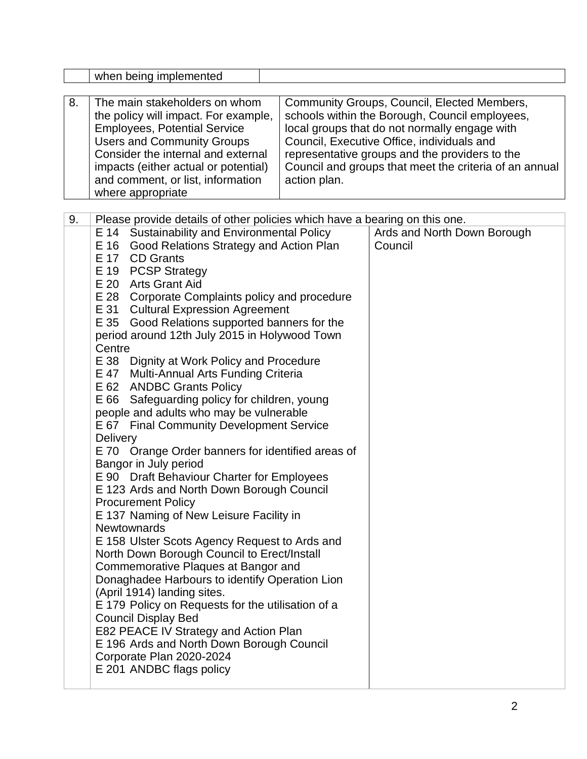| | | |
|---|---|---|
| | when being implemented | |

| | | |
|---|---|---|
| 8. | The main stakeholders on whom the policy will impact. For example, Employees, Potential Service Users and Community Groups Consider the internal and external impacts (either actual or potential) and comment, or list, information where appropriate | Community Groups, Council, Elected Members, schools within the Borough, Council employees, local groups that do not normally engage with Council, Executive Office, individuals and representative groups and the providers to the Council and groups that meet the criteria of an annual action plan. |

| | | |
|---|---|---|
| 9. | Please provide details of other policies which have a bearing on this one. | |
| | E 14 Sustainability and Environmental Policy<br>E 16 Good Relations Strategy and Action Plan<br>E 17 CD Grants<br>E 19 PCSP Strategy<br>E 20 Arts Grant Aid<br>E 28 Corporate Complaints policy and procedure<br>E 31 Cultural Expression Agreement<br>E 35 Good Relations supported banners for the period around 12th July 2015 in Holywood Town Centre<br>E 38 Dignity at Work Policy and Procedure<br>E 47 Multi-Annual Arts Funding Criteria<br>E 62 ANDBC Grants Policy<br>E 66 Safeguarding policy for children, young people and adults who may be vulnerable<br>E 67 Final Community Development Service Delivery<br>E 70 Orange Order banners for identified areas of Bangor in July period<br>E 90 Draft Behaviour Charter for Employees<br>E 123 Ards and North Down Borough Council Procurement Policy<br>E 137 Naming of New Leisure Facility in Newtownards<br>E 158 Ulster Scots Agency Request to Ards and North Down Borough Council to Erect/Install Commemorative Plaques at Bangor and Donaghadee Harbours to identify Operation Lion (April 1914) landing sites.<br>E 179 Policy on Requests for the utilisation of a Council Display Bed<br>E82 PEACE IV Strategy and Action Plan<br>E 196 Ards and North Down Borough Council Corporate Plan 2020-2024<br>E 201 ANDBC flags policy | Ards and North Down Borough Council |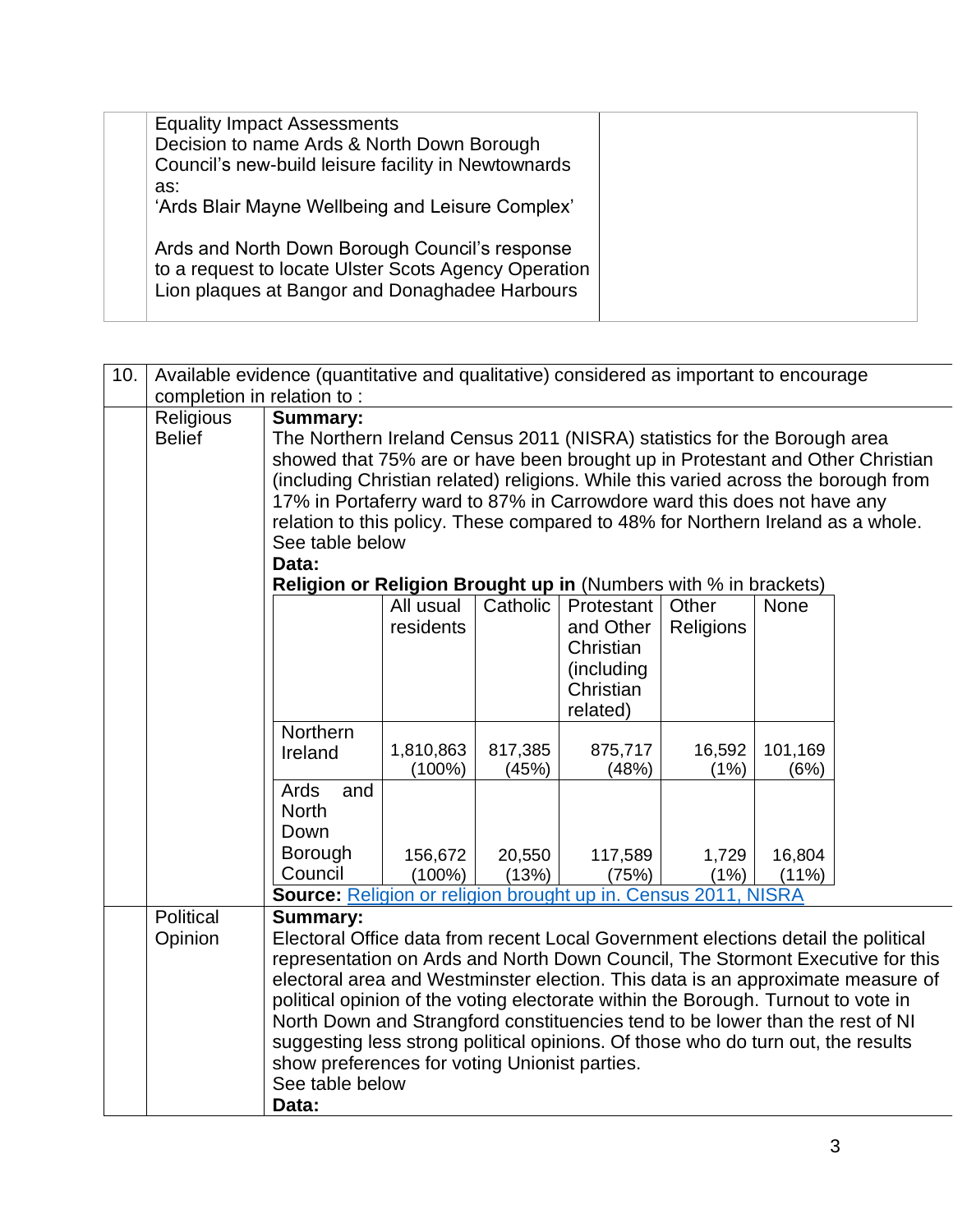| | | |
|---|---|---|
| | Equality Impact Assessments<br>Decision to name Ards & North Down Borough Council's new-build leisure facility in Newtownards as:<br>'Ards Blair Mayne Wellbeing and Leisure Complex'<br><br>Ards and North Down Borough Council's response to a request to locate Ulster Scots Agency Operation Lion plaques at Bangor and Donaghadee Harbours | |

**10.** Available evidence (quantitative and qualitative) considered as important to encourage completion in relation to :

**Religious Belief**

**Summary:**
The Northern Ireland Census 2011 (NISRA) statistics for the Borough area showed that 75% are or have been brought up in Protestant and Other Christian (including Christian related) religions. While this varied across the borough from 17% in Portaferry ward to 87% in Carrowdore ward this does not have any relation to this policy. These compared to 48% for Northern Ireland as a whole. See table below

**Data:**

**Religion or Religion Brought up in** (Numbers with % in brackets)

| | All usual residents | Catholic | Protestant and Other Christian (including Christian related) | Other Religions | None |
|---|---|---|---|---|---|
| Northern Ireland | 1,810,863 (100%) | 817,385 (45%) | 875,717 (48%) | 16,592 (1%) | 101,169 (6%) |
| Ards and North Down Borough Council | 156,672 (100%) | 20,550 (13%) | 117,589 (75%) | 1,729 (1%) | 16,804 (11%) |

**Source:** Religion or religion brought up in. Census 2011, NISRA

**Political Opinion**

**Summary:**
Electoral Office data from recent Local Government elections detail the political representation on Ards and North Down Council, The Stormont Executive for this electoral area and Westminster election. This data is an approximate measure of political opinion of the voting electorate within the Borough. Turnout to vote in North Down and Strangford constituencies tend to be lower than the rest of NI suggesting less strong political opinions. Of those who do turn out, the results show preferences for voting Unionist parties.
See table below

**Data:**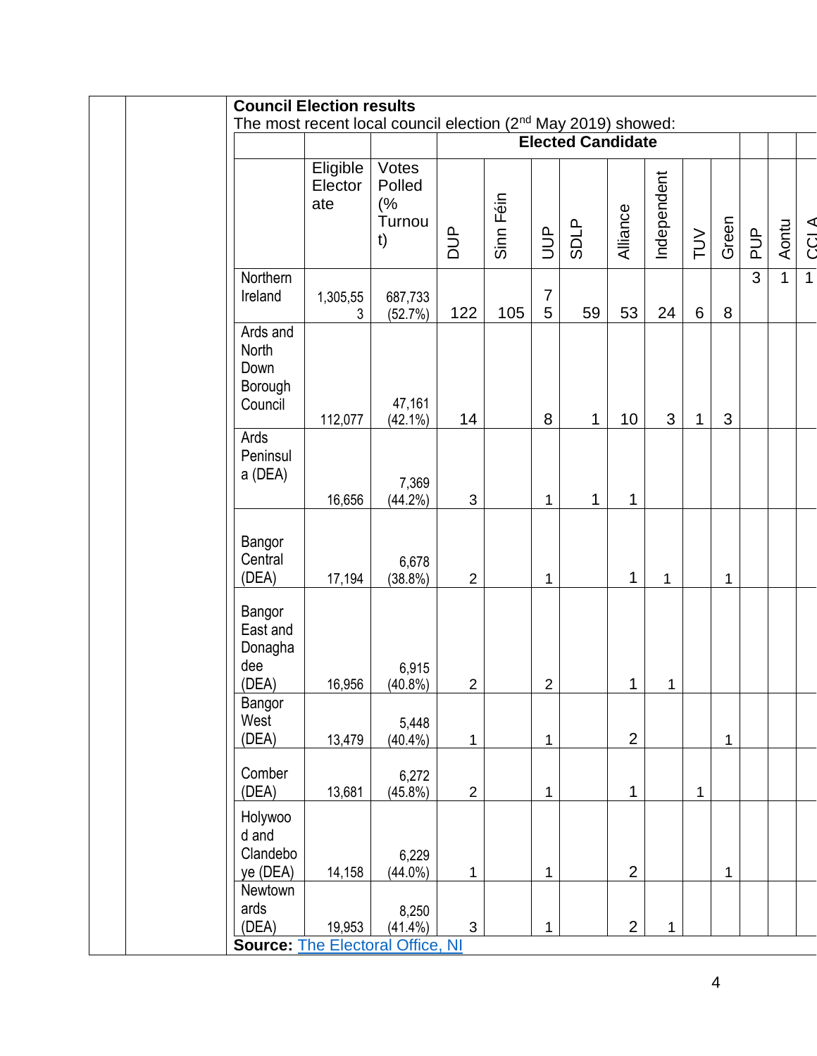**Council Election results**

The most recent local council election (2nd May 2019) showed:

| | | | Elected Candidate | | | | | | | | | | |
|---|---|---|---|---|---|---|---|---|---|---|---|---|---|
| | Eligible Electorate | Votes Polled (% Turnout) | DUP | Sinn Féin | UUP | SDLP | Alliance | Independent | TUV | Green | PUP | Aontu | CCLA |
| Northern Ireland | 1,305,553 | 687,733 (52.7%) | 122 | 105 | 75 | 59 | 53 | 24 | 6 | 8 | 3 | 1 | 1 |
| Ards and North Down Borough Council | 112,077 | 47,161 (42.1%) | 14 | | 8 | 1 | 10 | 3 | 1 | 3 | | | |
| Ards Peninsula (DEA) | 16,656 | 7,369 (44.2%) | 3 | | 1 | 1 | 1 | | | | | | |
| Bangor Central (DEA) | 17,194 | 6,678 (38.8%) | 2 | | 1 | | 1 | 1 | | 1 | | | |
| Bangor East and Donaghadee (DEA) | 16,956 | 6,915 (40.8%) | 2 | | 2 | | 1 | 1 | | | | | |
| Bangor West (DEA) | 13,479 | 5,448 (40.4%) | 1 | | 1 | | 2 | | | 1 | | | |
| Comber (DEA) | 13,681 | 6,272 (45.8%) | 2 | | 1 | | 1 | | 1 | | | | |
| Holywood and Clandeboye (DEA) | 14,158 | 6,229 (44.0%) | 1 | | 1 | | 2 | | | 1 | | | |
| Newtownards (DEA) | 19,953 | 8,250 (41.4%) | 3 | | 1 | | 2 | 1 | | | | | |

**Source:** The Electoral Office, NI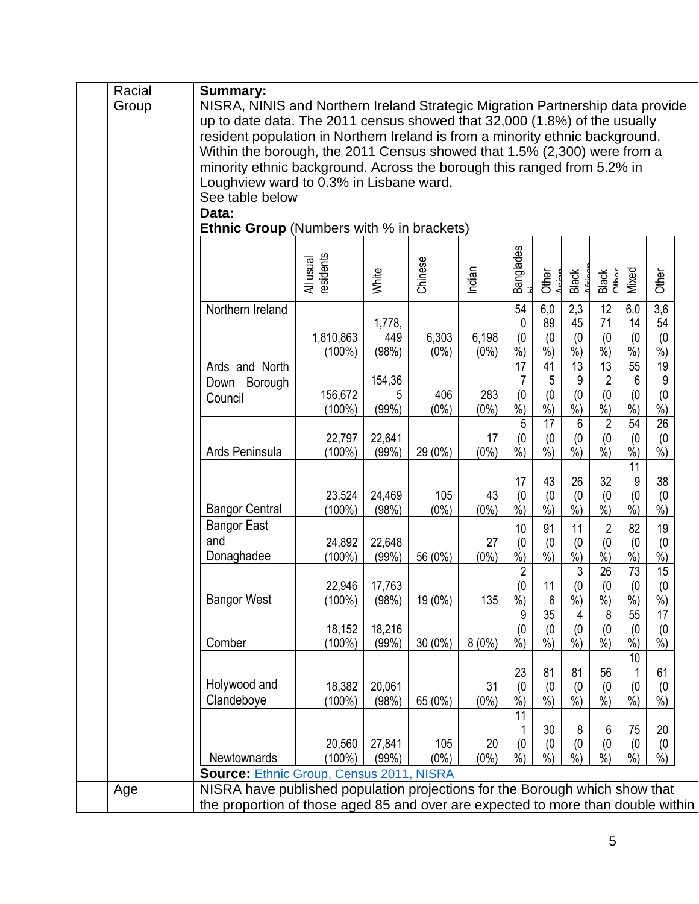| | Racial Group | **Summary:**<br>NISRA, NINIS and Northern Ireland Strategic Migration Partnership data provide up to date data. The 2011 census showed that 32,000 (1.8%) of the usually resident population in Northern Ireland is from a minority ethnic background. Within the borough, the 2011 Census showed that 1.5% (2,300) were from a minority ethnic background. Across the borough this ranged from 5.2% in Loughview ward to 0.3% in Lisbane ward.<br>See table below<br>**Data:**<br>**Ethnic Group** (Numbers with % in brackets) |
|---|---|---|

| | All usual residents | White | Chinese | Indian | Bangladeshi | Other Asian | Black African | Black Other | Mixed | Other |
|---|---|---|---|---|---|---|---|---|---|---|
| Northern Ireland | 1,810,863 (100%) | 1,778,449 (98%) | 6,303 (0%) | 6,198 (0%) | 540 (0%) | 6,089 (0%) | 2,345 (0%) | 1271 (0%) | 6,014 (0%) | 3,654 (0%) |
| Ards and North Down Borough Council | 156,672 (100%) | 154,365 (99%) | 406 (0%) | 283 (0%) | 177 (0%) | 415 (0%) | 139 (0%) | 132 (0%) | 556 (0%) | 199 (0%) |
| Ards Peninsula | 22,797 (100%) | 22,641 (99%) | 29 (0%) | 17 (0%) | 5 (0%) | 17 (0%) | 6 (0%) | 2 (0%) | 54 (0%) | 26 (0%) |
| Bangor Central | 23,524 (100%) | 24,469 (98%) | 105 (0%) | 43 (0%) | 17 (0%) | 43 (0%) | 26 (0%) | 32 (0%) | 119 (0%) | 38 (0%) |
| Bangor East and Donaghadee | 24,892 (100%) | 22,648 (99%) | 56 (0%) | 27 (0%) | 10 (0%) | 91 (0%) | 11 (0%) | 2 (0%) | 82 (0%) | 19 (0%) |
| Bangor West | 22,946 (100%) | 17,763 (98%) | 19 (0%) | 135 | 2 (0%) | 116 | 3 (0%) | 26 (0%) | 73 (0%) | 15 (0%) |
| Comber | 18,152 (100%) | 18,216 (99%) | 30 (0%) | 8 (0%) | 9 (0%) | 35 (0%) | 4 (0%) | 8 (0%) | 55 (0%) | 17 (0%) |
| Holywood and Clandeboye | 18,382 (100%) | 20,061 (98%) | 65 (0%) | 31 (0%) | 23 (0%) | 81 (0%) | 81 (0%) | 56 (0%) | 101 (0%) | 61 (0%) |
| Newtownards | 20,560 (100%) | 27,841 (99%) | 105 (0%) | 20 (0%) | 111 (0%) | 30 (0%) | 8 (0%) | 6 (0%) | 75 (0%) | 20 (0%) |

**Source:** Ethnic Group, Census 2011, NISRA

| | Age | NISRA have published population projections for the Borough which show that the proportion of those aged 85 and over are expected to more than double within |
|---|---|---|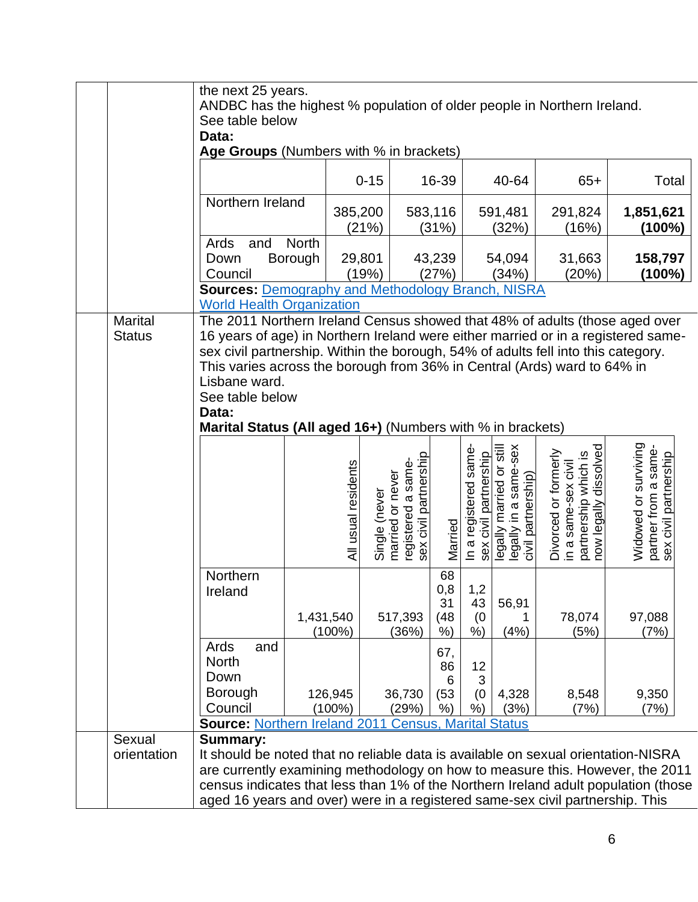the next 25 years.
ANDBC has the highest % population of older people in Northern Ireland.
See table below
**Data:**
**Age Groups** (Numbers with % in brackets)

| | 0-15 | 16-39 | 40-64 | 65+ | Total |
|---|---|---|---|---|---|
| Northern Ireland | 385,200 (21%) | 583,116 (31%) | 591,481 (32%) | 291,824 (16%) | **1,851,621 (100%)** |
| Ards and North Down Borough Council | 29,801 (19%) | 43,239 (27%) | 54,094 (34%) | 31,663 (20%) | **158,797 (100%)** |

**Sources:** Demography and Methodology Branch, NISRA
World Health Organization

**Marital Status**

The 2011 Northern Ireland Census showed that 48% of adults (those aged over 16 years of age) in Northern Ireland were either married or in a registered same-sex civil partnership. Within the borough, 54% of adults fell into this category. This varies across the borough from 36% in Central (Ards) ward to 64% in Lisbane ward.
See table below
**Data:**
**Marital Status (All aged 16+)** (Numbers with % in brackets)

| | All usual residents | Single (never married or never registered a same-sex civil partnership | Married | In a registered same-sex civil partnership | legally married or still legally in a same-sex civil partnership) | Divorced or formerly in a same-sex civil partnership which is now legally dissolved | Widowed or surviving partner from a same-sex civil partnership |
|---|---|---|---|---|---|---|---|
| Northern Ireland | 1,431,540 (100%) | 517,393 (36%) | 680,831 (48%) | 1,243 (0%) | 56,911 (4%) | 78,074 (5%) | 97,088 (7%) |
| Ards and North Down Borough Council | 126,945 (100%) | 36,730 (29%) | 67,866 (53%) | 123 (0%) | 4,328 (3%) | 8,548 (7%) | 9,350 (7%) |

**Source:** Northern Ireland 2011 Census, Marital Status

**Sexual orientation**

**Summary:**
It should be noted that no reliable data is available on sexual orientation-NISRA are currently examining methodology on how to measure this. However, the 2011 census indicates that less than 1% of the Northern Ireland adult population (those aged 16 years and over) were in a registered same-sex civil partnership. This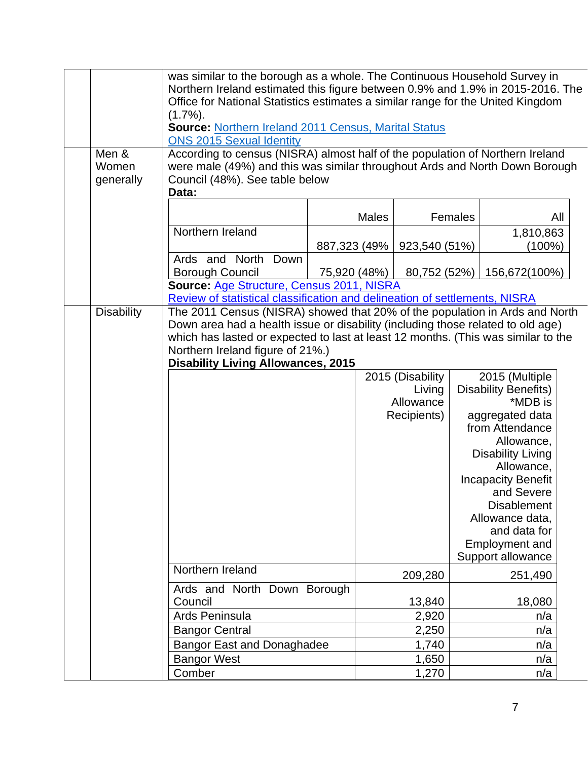| | | |
|---|---|---|
| | | was similar to the borough as a whole. The Continuous Household Survey in Northern Ireland estimated this figure between 0.9% and 1.9% in 2015-2016. The Office for National Statistics estimates a similar range for the United Kingdom (1.7%).<br>**Source:** Northern Ireland 2011 Census, Marital Status<br>ONS 2015 Sexual Identity |
| | Men & Women generally | According to census (NISRA) almost half of the population of Northern Ireland were male (49%) and this was similar throughout Ards and North Down Borough Council (48%). See table below<br>**Data:** |
| | Disability | The 2011 Census (NISRA) showed that 20% of the population in Ards and North Down area had a health issue or disability (including those related to old age) which has lasted or expected to last at least 12 months. (This was similar to the Northern Ireland figure of 21%.)<br>**Disability Living Allowances, 2015** |

| | Males | Females | All |
|---|---|---|---|
| Northern Ireland | 887,323 (49% | 923,540 (51%) | 1,810,863 (100%) |
| Ards and North Down Borough Council | 75,920 (48%) | 80,752 (52%) | 156,672(100%) |

**Source:** Age Structure, Census 2011, NISRA
Review of statistical classification and delineation of settlements, NISRA

| | 2015 (Disability Living Allowance Recipients) | 2015 (Multiple Disability Benefits) *MDB is aggregated data from Attendance Allowance, Disability Living Allowance, Incapacity Benefit and Severe Disablement Allowance data, and data for Employment and Support allowance |
|---|---|---|
| Northern Ireland | 209,280 | 251,490 |
| Ards and North Down Borough Council | 13,840 | 18,080 |
| Ards Peninsula | 2,920 | n/a |
| Bangor Central | 2,250 | n/a |
| Bangor East and Donaghadee | 1,740 | n/a |
| Bangor West | 1,650 | n/a |
| Comber | 1,270 | n/a |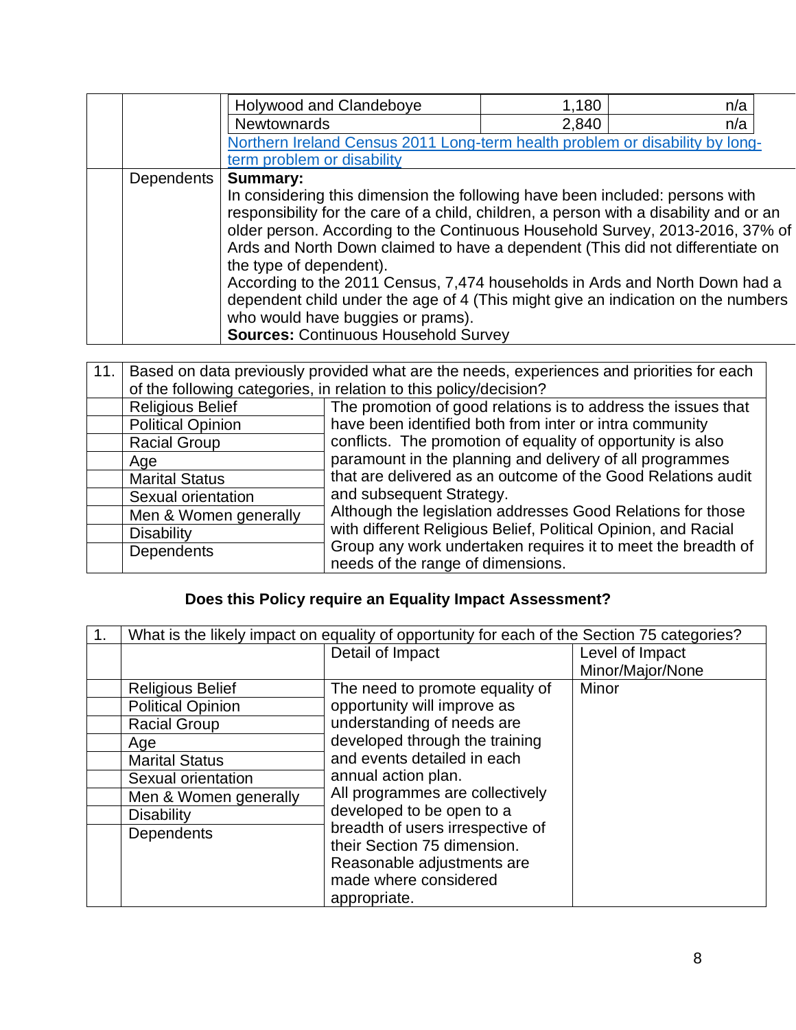| | | | | |
|---|---|---|---|---|
| | | Holywood and Clandeboye | 1,180 | n/a |
| | | Newtownards | 2,840 | n/a |
| | | [Northern Ireland Census 2011 Long-term health problem or disability by long-term problem or disability](#) | | |
| | Dependents | **Summary:**<br>In considering this dimension the following have been included: persons with responsibility for the care of a child, children, a person with a disability and or an older person. According to the Continuous Household Survey, 2013-2016, 37% of Ards and North Down claimed to have a dependent (This did not differentiate on the type of dependent).<br>According to the 2011 Census, 7,474 households in Ards and North Down had a dependent child under the age of 4 (This might give an indication on the numbers who would have buggies or prams).<br>**Sources:** Continuous Household Survey | | |

| 11. | Based on data previously provided what are the needs, experiences and priorities for each of the following categories, in relation to this policy/decision? | |
|---|---|---|
| | Religious Belief | The promotion of good relations is to address the issues that have been identified both from inter or intra community conflicts. The promotion of equality of opportunity is also paramount in the planning and delivery of all programmes that are delivered as an outcome of the Good Relations audit and subsequent Strategy.<br>Although the legislation addresses Good Relations for those with different Religious Belief, Political Opinion, and Racial Group any work undertaken requires it to meet the breadth of needs of the range of dimensions. |
| | Political Opinion | |
| | Racial Group | |
| | Age | |
| | Marital Status | |
| | Sexual orientation | |
| | Men & Women generally | |
| | Disability | |
| | Dependents | |

**Does this Policy require an Equality Impact Assessment?**

| 1. | What is the likely impact on equality of opportunity for each of the Section 75 categories? | | |
|---|---|---|---|
| | | Detail of Impact | Level of Impact Minor/Major/None |
| | Religious Belief | The need to promote equality of opportunity will improve as understanding of needs are developed through the training and events detailed in each annual action plan.<br>All programmes are collectively developed to be open to a breadth of users irrespective of their Section 75 dimension. Reasonable adjustments are made where considered appropriate. | Minor |
| | Political Opinion | | |
| | Racial Group | | |
| | Age | | |
| | Marital Status | | |
| | Sexual orientation | | |
| | Men & Women generally | | |
| | Disability | | |
| | Dependents | | |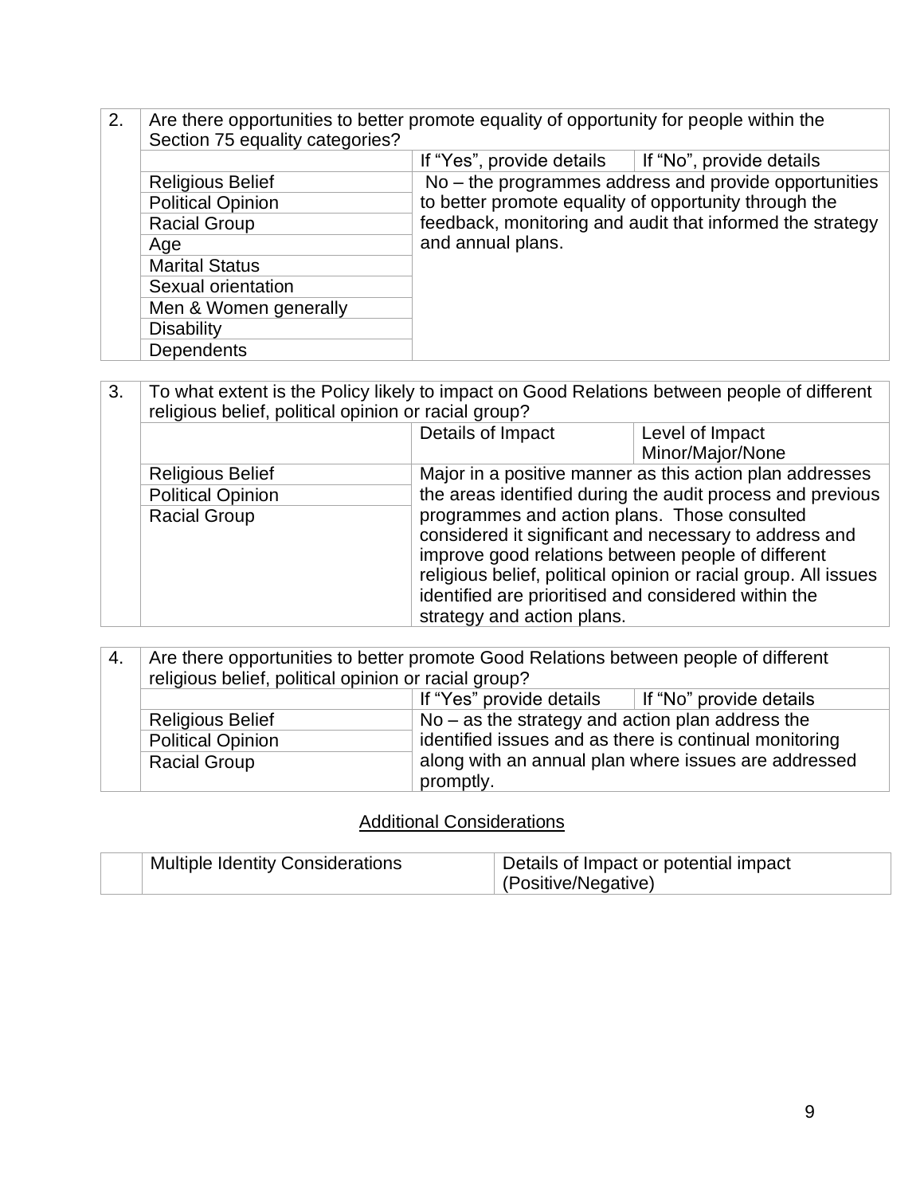| 2. | Are there opportunities to better promote equality of opportunity for people within the Section 75 equality categories? | | |
|---|---|---|---|
| | | If "Yes", provide details | If "No", provide details |
| | Religious Belief | No – the programmes address and provide opportunities to better promote equality of opportunity through the feedback, monitoring and audit that informed the strategy and annual plans. | |
| | Political Opinion | | |
| | Racial Group | | |
| | Age | | |
| | Marital Status | | |
| | Sexual orientation | | |
| | Men & Women generally | | |
| | Disability | | |
| | Dependents | | |

| 3. | To what extent is the Policy likely to impact on Good Relations between people of different religious belief, political opinion or racial group? | | |
|---|---|---|---|
| | | Details of Impact | Level of Impact Minor/Major/None |
| | Religious Belief | Major in a positive manner as this action plan addresses the areas identified during the audit process and previous programmes and action plans. Those consulted considered it significant and necessary to address and improve good relations between people of different religious belief, political opinion or racial group. All issues identified are prioritised and considered within the strategy and action plans. | |
| | Political Opinion | | |
| | Racial Group | | |

| 4. | Are there opportunities to better promote Good Relations between people of different religious belief, political opinion or racial group? | | |
|---|---|---|---|
| | | If "Yes" provide details | If "No" provide details |
| | Religious Belief | No – as the strategy and action plan address the identified issues and as there is continual monitoring along with an annual plan where issues are addressed promptly. | |
| | Political Opinion | | |
| | Racial Group | | |

<u>Additional Considerations</u>

| | Multiple Identity Considerations | Details of Impact or potential impact (Positive/Negative) |
|---|---|---|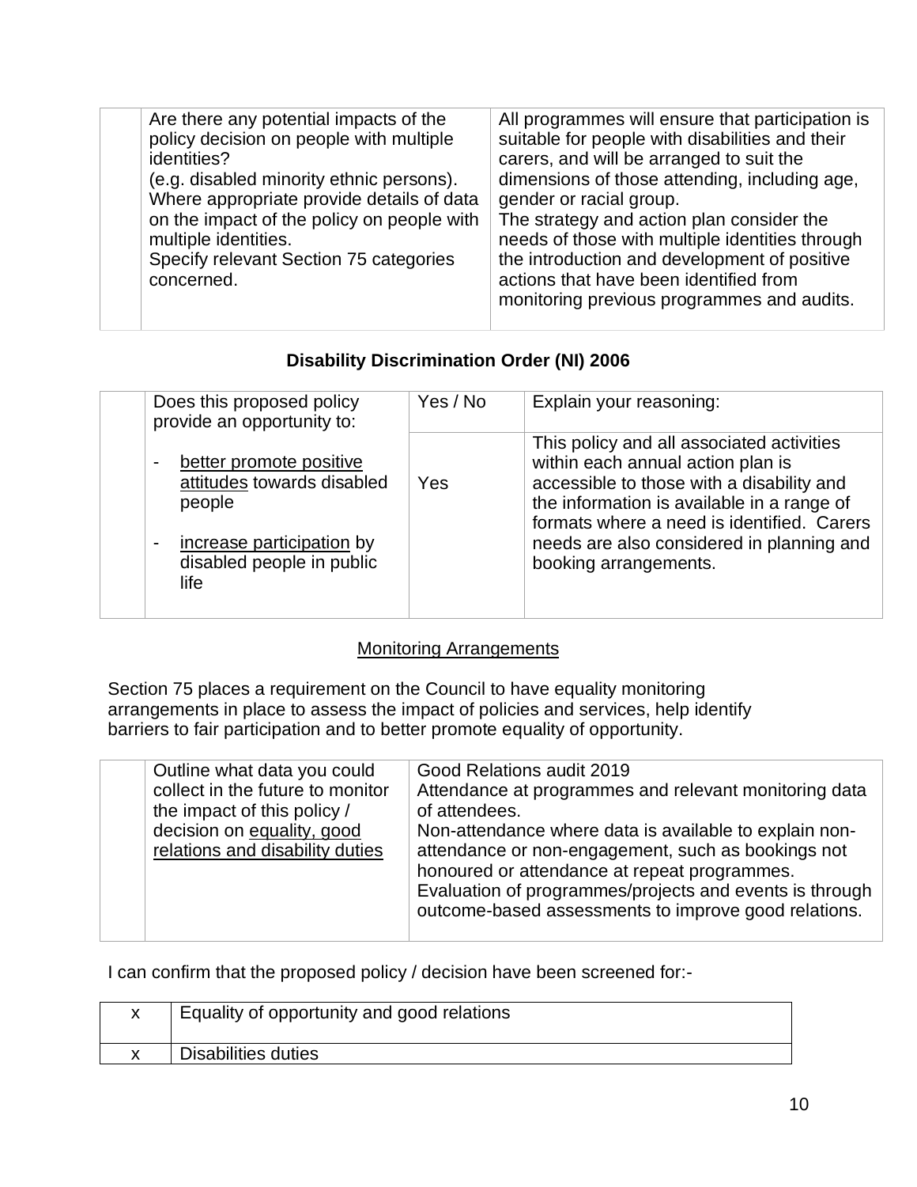| | | |
|---|---|---|
| | Are there any potential impacts of the policy decision on people with multiple identities?<br>(e.g. disabled minority ethnic persons).<br>Where appropriate provide details of data on the impact of the policy on people with multiple identities.<br>Specify relevant Section 75 categories concerned. | All programmes will ensure that participation is suitable for people with disabilities and their carers, and will be arranged to suit the dimensions of those attending, including age, gender or racial group.<br>The strategy and action plan consider the needs of those with multiple identities through the introduction and development of positive actions that have been identified from monitoring previous programmes and audits. |

**Disability Discrimination Order (NI) 2006**

| | | | |
|---|---|---|---|
| | Does this proposed policy provide an opportunity to:<br><br>- better promote positive attitudes towards disabled people<br><br>- increase participation by disabled people in public life | Yes / No | Explain your reasoning: |
| | | Yes | This policy and all associated activities within each annual action plan is accessible to those with a disability and the information is available in a range of formats where a need is identified. Carers needs are also considered in planning and booking arrangements. |

Monitoring Arrangements

Section 75 places a requirement on the Council to have equality monitoring arrangements in place to assess the impact of policies and services, help identify barriers to fair participation and to better promote equality of opportunity.

| | | |
|---|---|---|
| | Outline what data you could collect in the future to monitor the impact of this policy / decision on equality, good relations and disability duties | Good Relations audit 2019<br>Attendance at programmes and relevant monitoring data of attendees.<br>Non-attendance where data is available to explain non-attendance or non-engagement, such as bookings not honoured or attendance at repeat programmes.<br>Evaluation of programmes/projects and events is through outcome-based assessments to improve good relations. |

I can confirm that the proposed policy / decision have been screened for:-

| | |
|---|---|
| x | Equality of opportunity and good relations |
| x | Disabilities duties |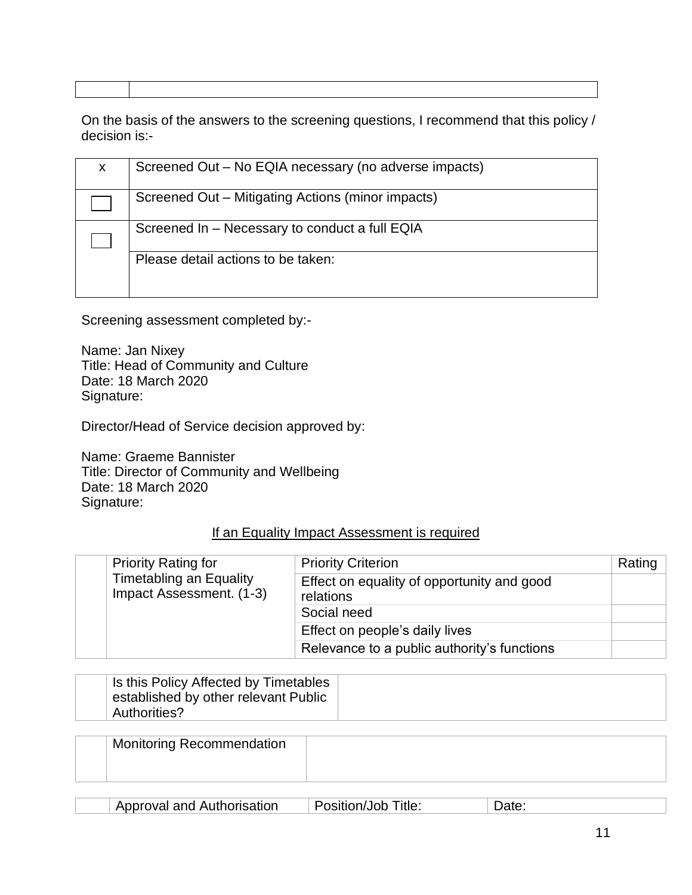| | |
|---|---|
| | |

On the basis of the answers to the screening questions, I recommend that this policy / decision is:-

| | |
|---|---|
| x | Screened Out – No EQIA necessary (no adverse impacts) |
| ☐ | Screened Out – Mitigating Actions (minor impacts) |
| ☐ | Screened In – Necessary to conduct a full EQIA |
| | Please detail actions to be taken: |

Screening assessment completed by:-

Name: Jan Nixey
Title: Head of Community and Culture
Date: 18 March 2020
Signature:

Director/Head of Service decision approved by:

Name: Graeme Bannister
Title: Director of Community and Wellbeing
Date: 18 March 2020
Signature:

<u>If an Equality Impact Assessment is required</u>

| | | | |
|---|---|---|---|
| | Priority Rating for Timetabling an Equality Impact Assessment. (1-3) | Priority Criterion | Rating |
| | | Effect on equality of opportunity and good relations | |
| | | Social need | |
| | | Effect on people's daily lives | |
| | | Relevance to a public authority's functions | |

| | | |
|---|---|---|
| | Is this Policy Affected by Timetables established by other relevant Public Authorities? | |

| | | |
|---|---|---|
| | Monitoring Recommendation | |

| | | | |
|---|---|---|---|
| | Approval and Authorisation | Position/Job Title: | Date: |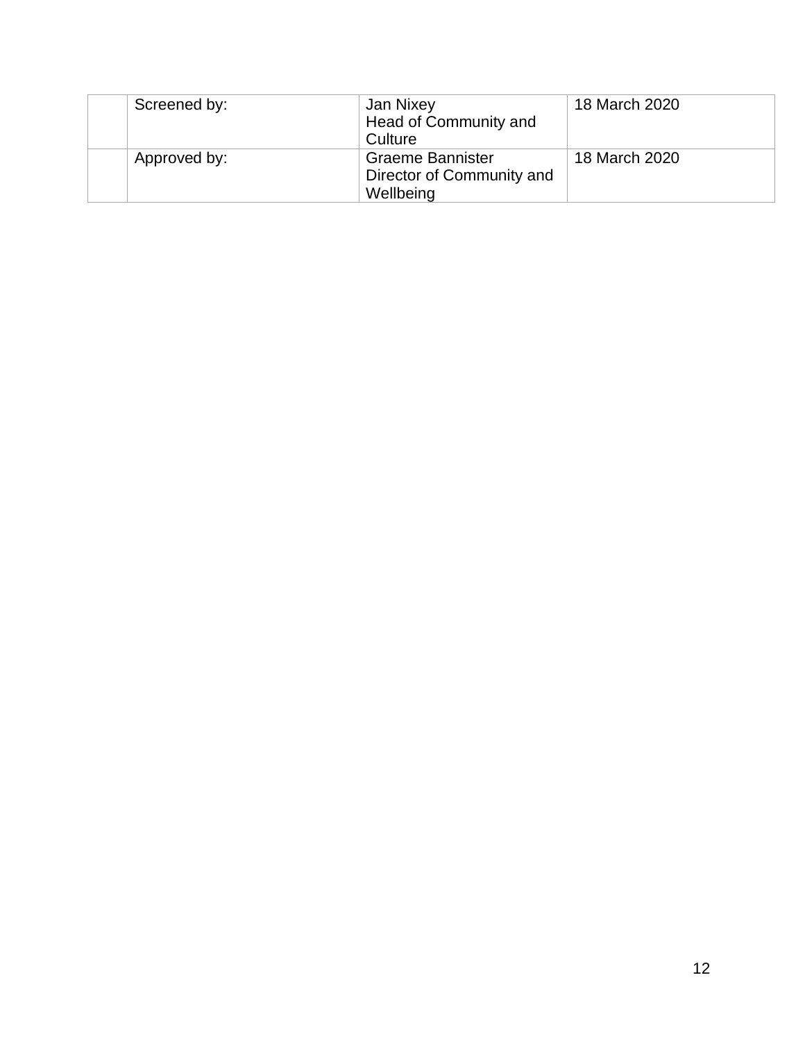| | | | |
|---|---|---|---|
| | Screened by: | Jan Nixey<br>Head of Community and Culture | 18 March 2020 |
| | Approved by: | Graeme Bannister<br>Director of Community and Wellbeing | 18 March 2020 |